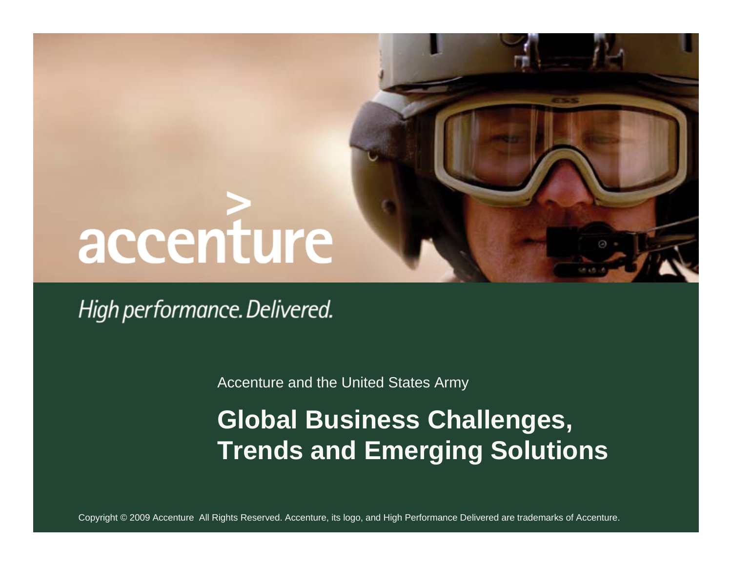accenture

*High performance. Delivered.*

Accenture and the United States Army

# Global Business Challenges, Trends and Emerging Solutions

Copyright © 2009 Accenture All Rights Reserved. Accenture, its logo, and High Performance Delivered are trademarks of Accenture.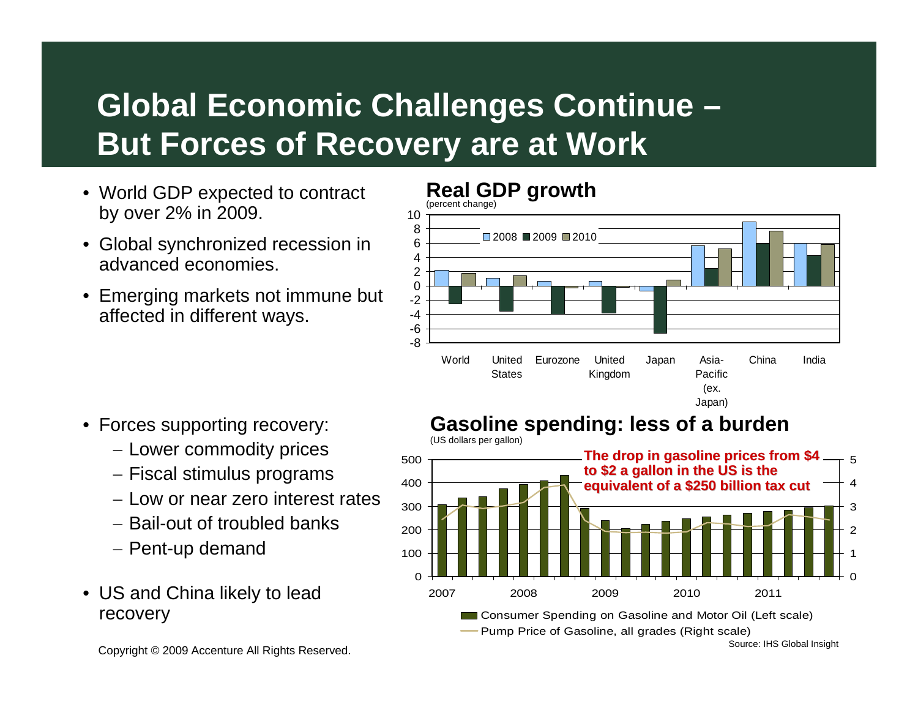# Global Economic Challenges Continue – But Forces of Recovery are at Work

- World GDP expected to contract by over 2% in 2009.
- Global synchronized recession in advanced economies.
- Emerging markets not immune but affected in different ways.

## Real GDP growth

(percent change)

2008 | 2009 | 2010

World | United States | Eurozone | United Kingdom | Japan | Asia-Pacific (ex. Japan) | China | India

- Forces supporting recovery:
  - Lower commodity prices
  - Fiscal stimulus programs
  - Low or near zero interest rates
  - Bail-out of troubled banks
  - Pent-up demand
- US and China likely to lead recovery

## Gasoline spending: less of a burden

(US dollars per gallon)

**The drop in gasoline prices from $4 to $2 a gallon in the US is the equivalent of a $250 billion tax cut**

Consumer Spending on Gasoline and Motor Oil (Left scale)

Pump Price of Gasoline, all grades (Right scale)

Source: IHS Global Insight

Copyright © 2009 Accenture All Rights Reserved.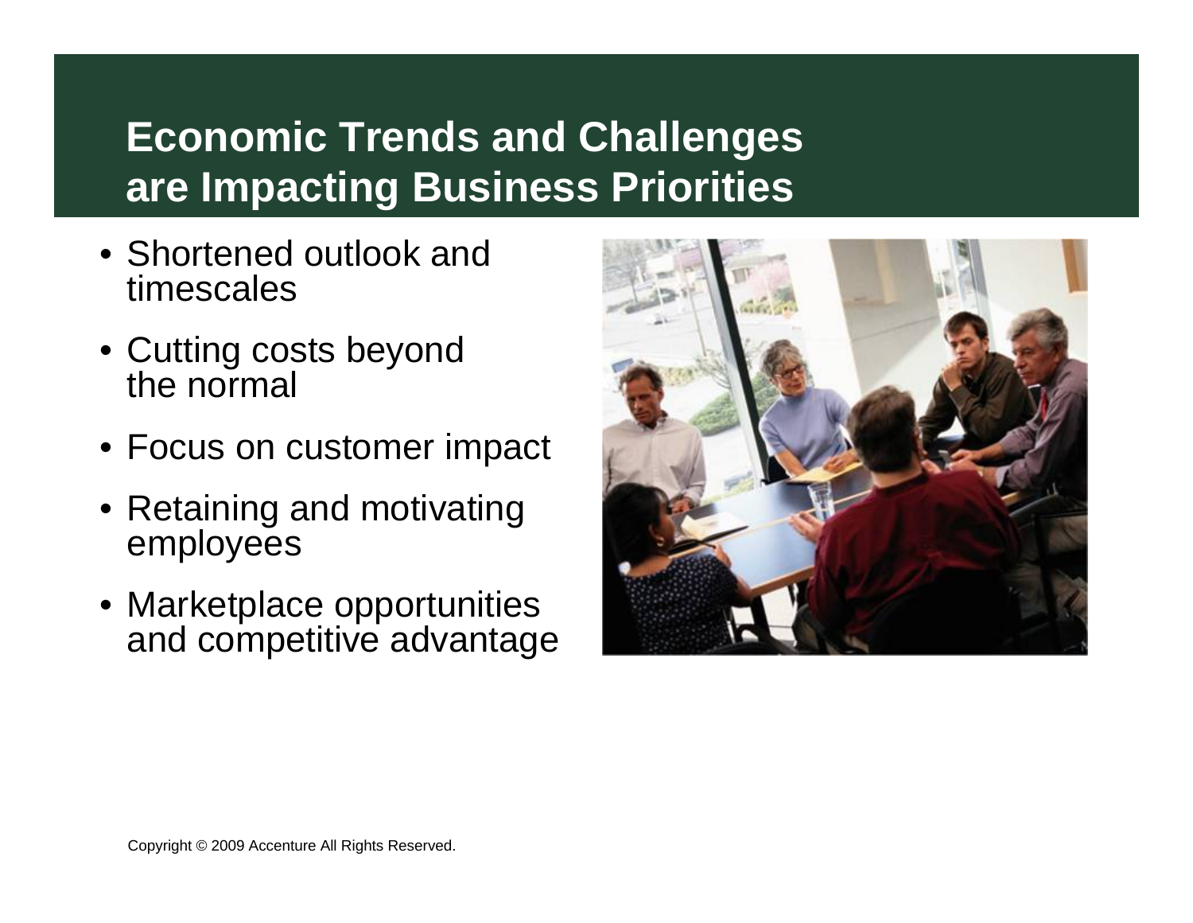# Economic Trends and Challenges are Impacting Business Priorities

- Shortened outlook and timescales
- Cutting costs beyond the normal
- Focus on customer impact
- Retaining and motivating employees
- Marketplace opportunities and competitive advantage

Copyright © 2009 Accenture All Rights Reserved.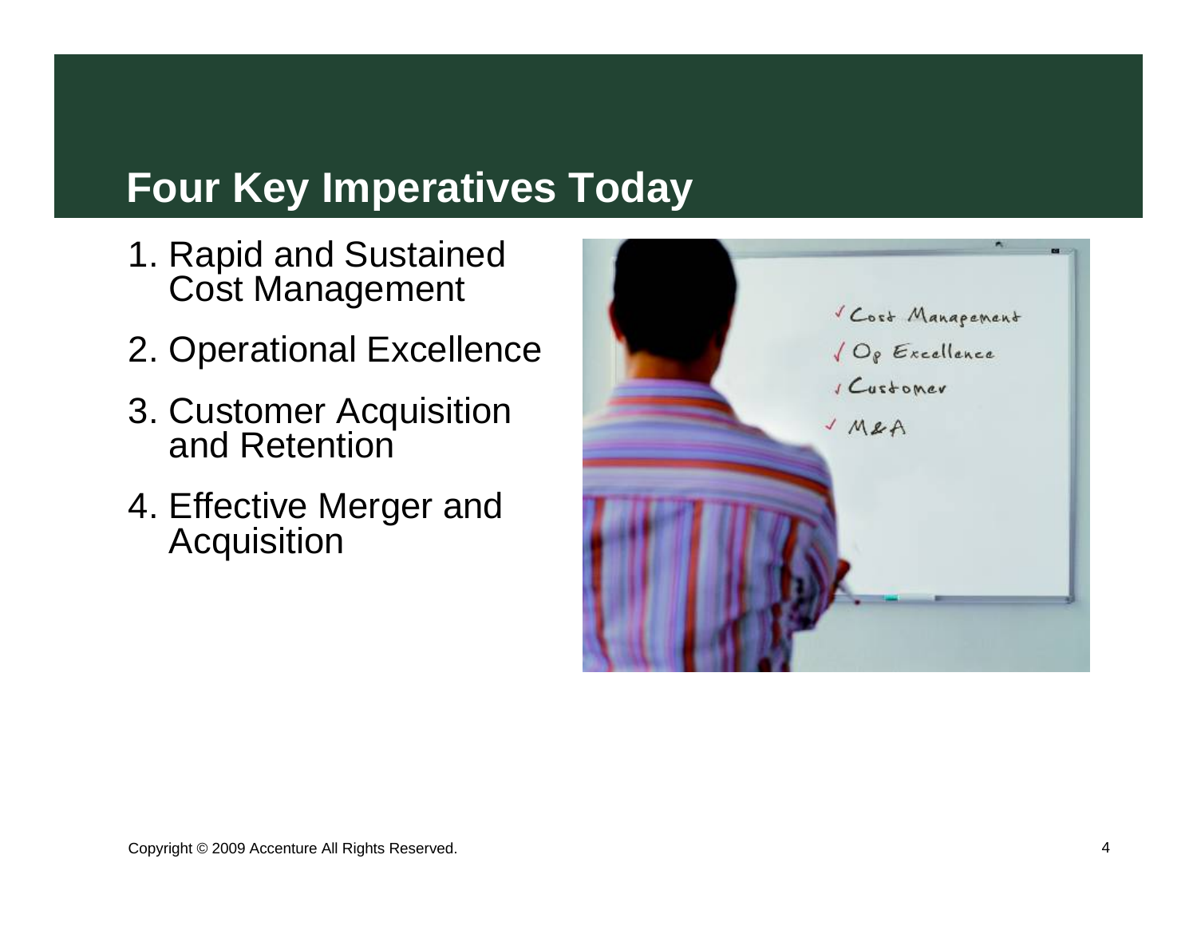# Four Key Imperatives Today

1. Rapid and Sustained Cost Management
2. Operational Excellence
3. Customer Acquisition and Retention
4. Effective Merger and Acquisition

Copyright © 2009 Accenture All Rights Reserved.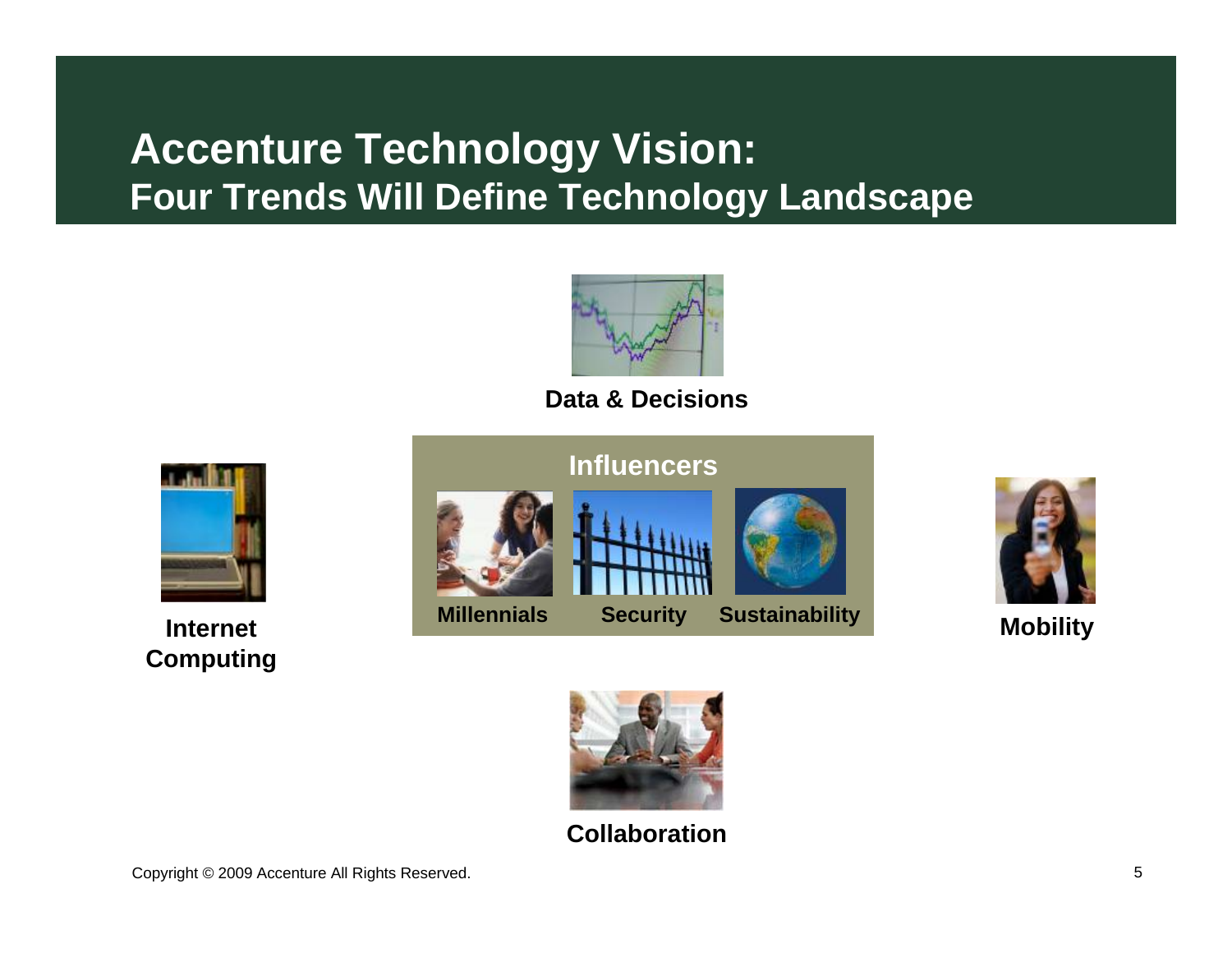# Accenture Technology Vision:
## Four Trends Will Define Technology Landscape

**Data & Decisions**

**Influencers**

**Millennials**

**Security**

**Sustainability**

**Internet Computing**

**Mobility**

**Collaboration**

Copyright © 2009 Accenture All Rights Reserved.